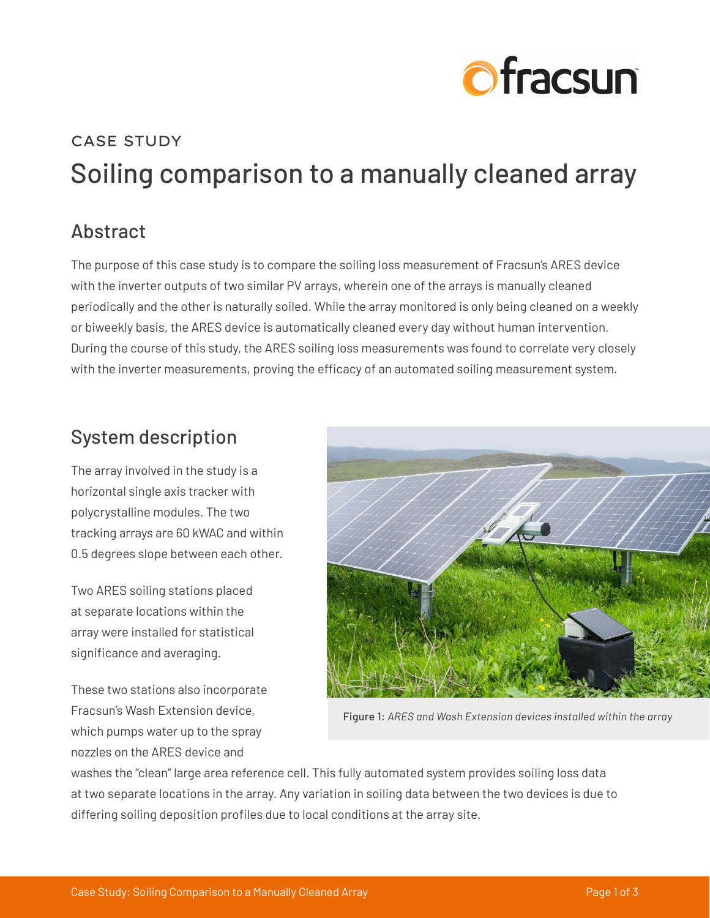CASE STUDY

# Soiling comparison to a manually cleaned array

## Abstract

The purpose of this case study is to compare the soiling loss measurement of Fracsun's ARES device with the inverter outputs of two similar PV arrays, wherein one of the arrays is manually cleaned periodically and the other is naturally soiled. While the array monitored is only being cleaned on a weekly or biweekly basis, the ARES device is automatically cleaned every day without human intervention. During the course of this study, the ARES soiling loss measurements was found to correlate very closely with the inverter measurements, proving the efficacy of an automated soiling measurement system.

## System description

The array involved in the study is a horizontal single axis tracker with polycrystalline modules. The two tracking arrays are 60 kWAC and within 0.5 degrees slope between each other.

Two ARES soiling stations placed at separate locations within the array were installed for statistical significance and averaging.

These two stations also incorporate Fracsun's Wash Extension device, which pumps water up to the spray nozzles on the ARES device and washes the "clean" large area reference cell. This fully automated system provides soiling loss data at two separate locations in the array. Any variation in soiling data between the two devices is due to differing soiling deposition profiles due to local conditions at the array site.

Figure 1: *ARES and Wash Extension devices installed within the array*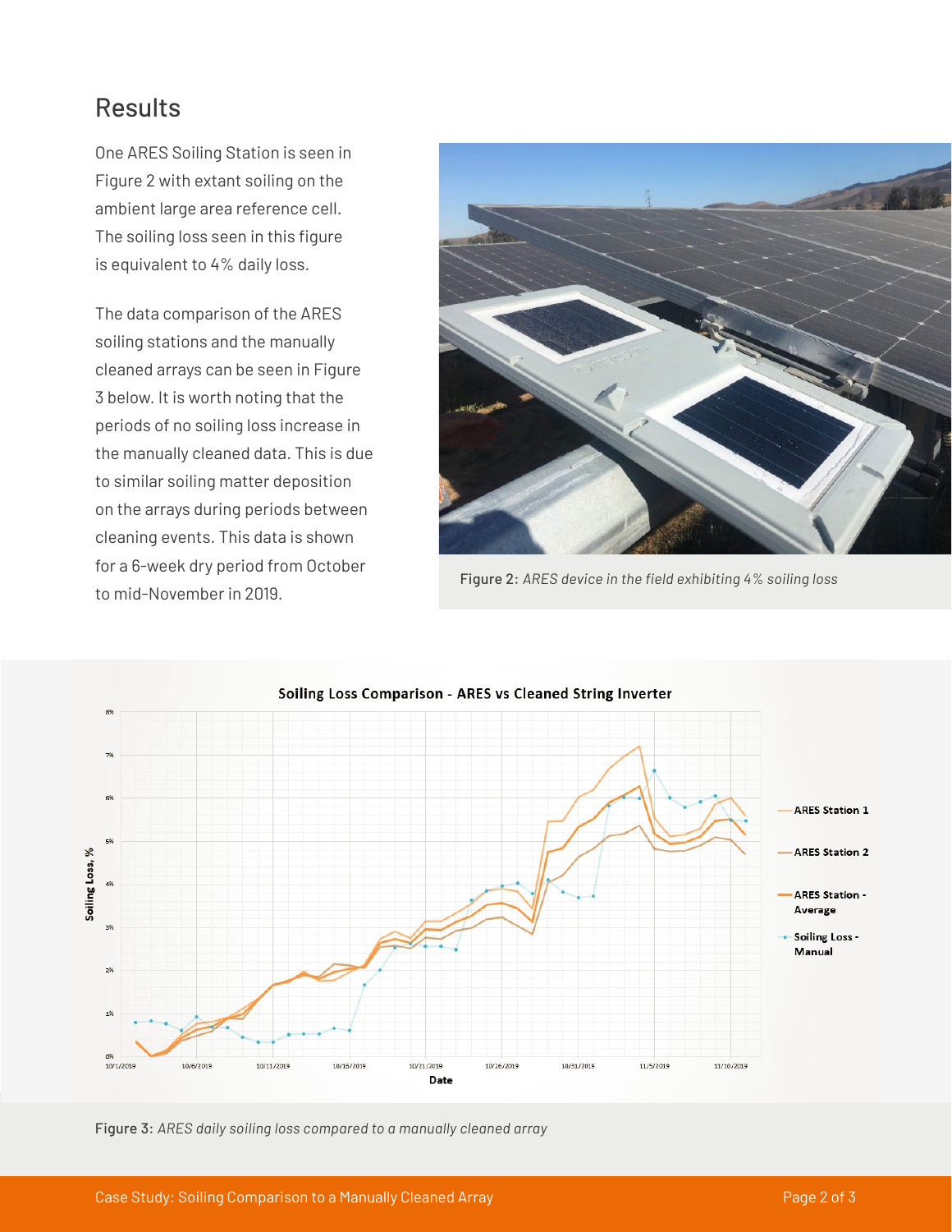## Results

One ARES Soiling Station is seen in Figure 2 with extant soiling on the ambient large area reference cell. The soiling loss seen in this figure is equivalent to 4% daily loss.

The data comparison of the ARES soiling stations and the manually cleaned arrays can be seen in Figure 3 below. It is worth noting that the periods of no soiling loss increase in the manually cleaned data. This is due to similar soiling matter deposition on the arrays during periods between cleaning events. This data is shown for a 6-week dry period from October to mid-November in 2019.

Figure 2: *ARES device in the field exhibiting 4% soiling loss*

Figure 3: *ARES daily soiling loss compared to a manually cleaned array*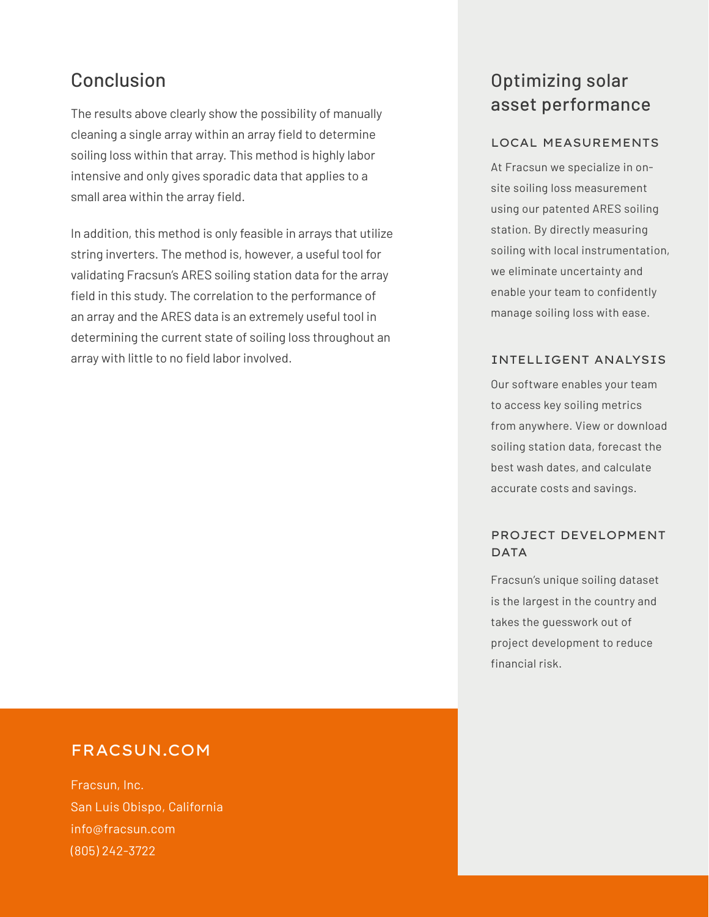## Conclusion

The results above clearly show the possibility of manually cleaning a single array within an array field to determine soiling loss within that array. This method is highly labor intensive and only gives sporadic data that applies to a small area within the array field.

In addition, this method is only feasible in arrays that utilize string inverters. The method is, however, a useful tool for validating Fracsun's ARES soiling station data for the array field in this study. The correlation to the performance of an array and the ARES data is an extremely useful tool in determining the current state of soiling loss throughout an array with little to no field labor involved.

## Optimizing solar asset performance

### LOCAL MEASUREMENTS

At Fracsun we specialize in on-site soiling loss measurement using our patented ARES soiling station. By directly measuring soiling with local instrumentation, we eliminate uncertainty and enable your team to confidently manage soiling loss with ease.

### INTELLIGENT ANALYSIS

Our software enables your team to access key soiling metrics from anywhere. View or download soiling station data, forecast the best wash dates, and calculate accurate costs and savings.

### PROJECT DEVELOPMENT DATA

Fracsun's unique soiling dataset is the largest in the country and takes the guesswork out of project development to reduce financial risk.

### FRACSUN.COM

Fracsun, Inc.
San Luis Obispo, California
info@fracsun.com
(805) 242-3722